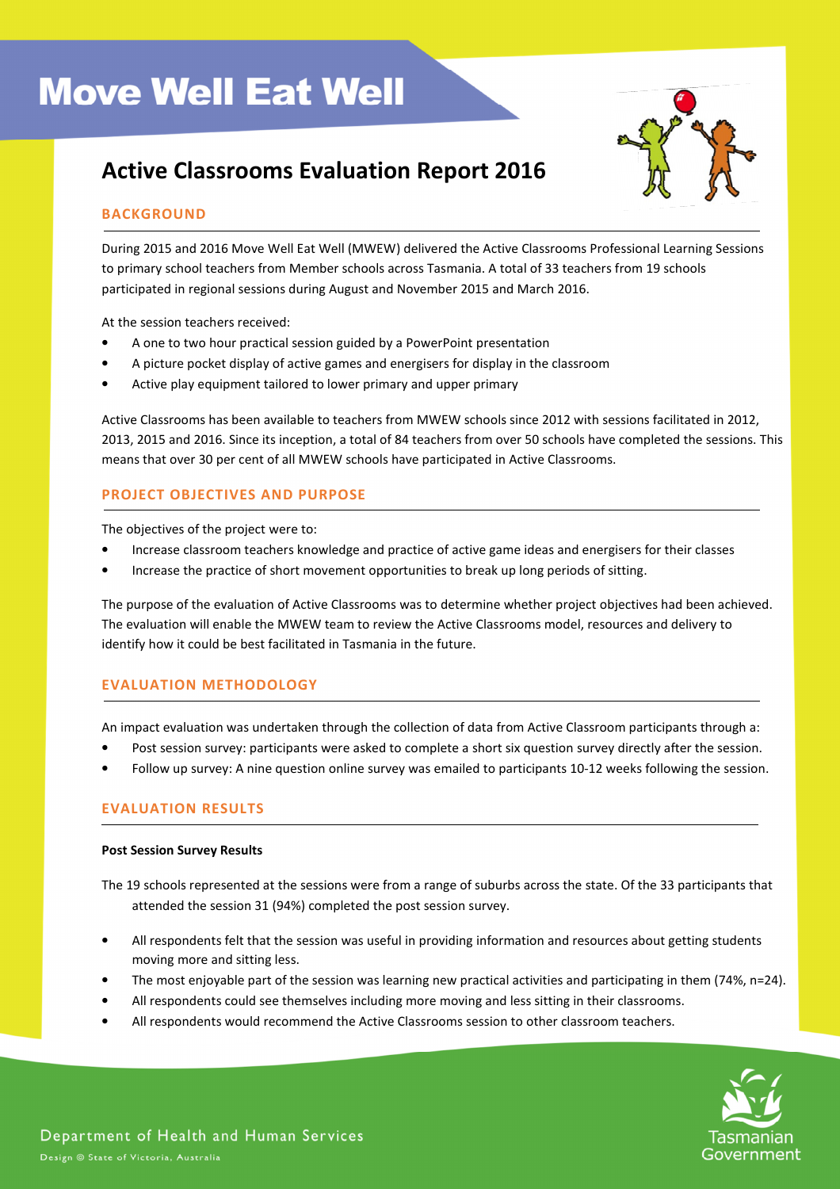# Move Well Eat Well

## Active Classrooms Evaluation Report 2016

### BACKGROUND

During 2015 and 2016 Move Well Eat Well (MWEW) delivered the Active Classrooms Professional Learning Sessions to primary school teachers from Member schools across Tasmania. A total of 33 teachers from 19 schools participated in regional sessions during August and November 2015 and March 2016.

At the session teachers received:

- A one to two hour practical session guided by a PowerPoint presentation
- A picture pocket display of active games and energisers for display in the classroom
- Active play equipment tailored to lower primary and upper primary

Active Classrooms has been available to teachers from MWEW schools since 2012 with sessions facilitated in 2012, 2013, 2015 and 2016. Since its inception, a total of 84 teachers from over 50 schools have completed the sessions. This means that over 30 per cent of all MWEW schools have participated in Active Classrooms.

### PROJECT OBJECTIVES AND PURPOSE

The objectives of the project were to:

- Increase classroom teachers knowledge and practice of active game ideas and energisers for their classes
- Increase the practice of short movement opportunities to break up long periods of sitting.

The purpose of the evaluation of Active Classrooms was to determine whether project objectives had been achieved. The evaluation will enable the MWEW team to review the Active Classrooms model, resources and delivery to identify how it could be best facilitated in Tasmania in the future.

### EVALUATION METHODOLOGY

An impact evaluation was undertaken through the collection of data from Active Classroom participants through a:

- Post session survey: participants were asked to complete a short six question survey directly after the session.
- Follow up survey: A nine question online survey was emailed to participants 10-12 weeks following the session.

### EVALUATION RESULTS

**Post Session Survey Results**

The 19 schools represented at the sessions were from a range of suburbs across the state. Of the 33 participants that attended the session 31 (94%) completed the post session survey.

- All respondents felt that the session was useful in providing information and resources about getting students moving more and sitting less.
- The most enjoyable part of the session was learning new practical activities and participating in them (74%, n=24).
- All respondents could see themselves including more moving and less sitting in their classrooms.
- All respondents would recommend the Active Classrooms session to other classroom teachers.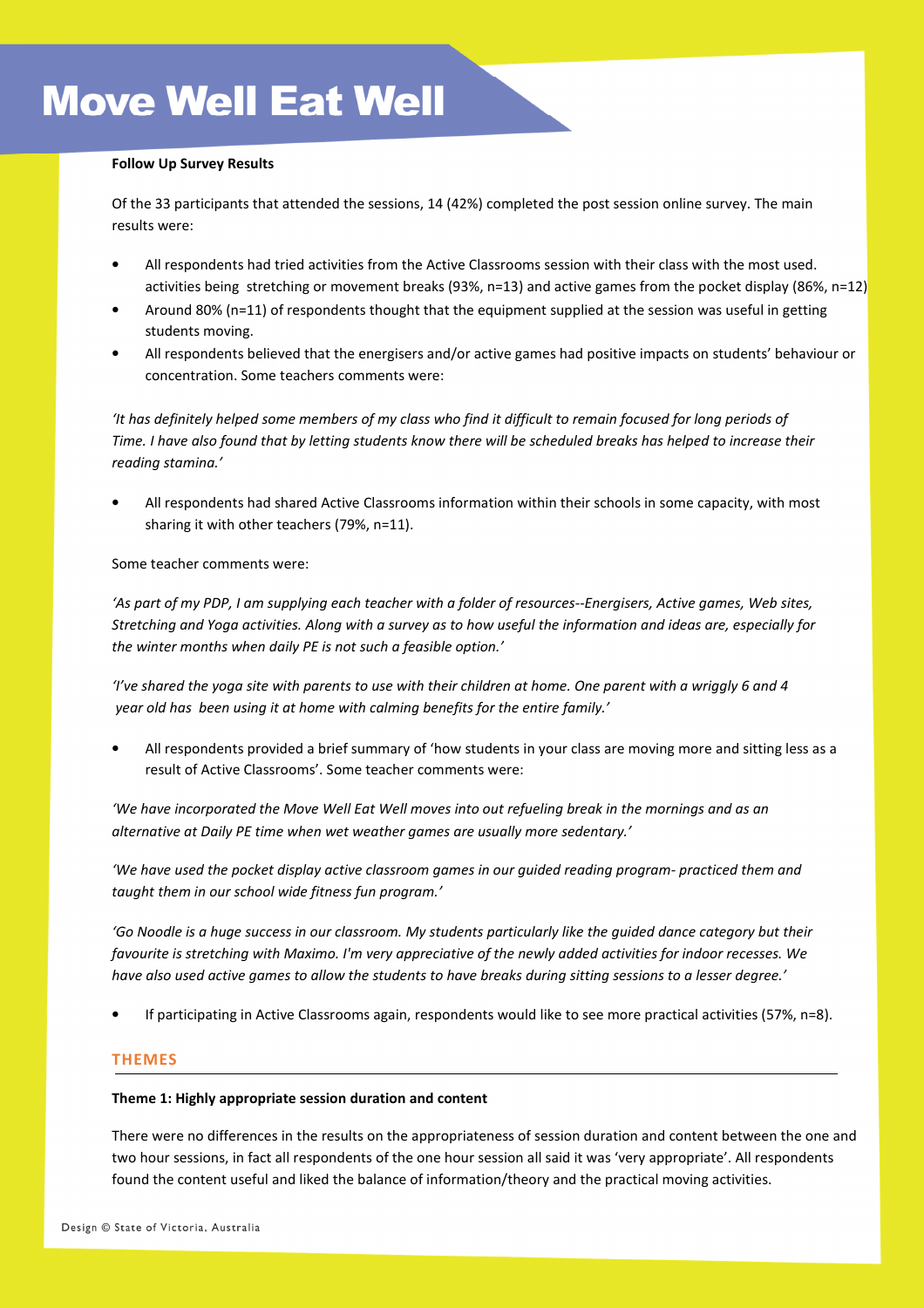# Move Well Eat Well

**Follow Up Survey Results**

Of the 33 participants that attended the sessions, 14 (42%) completed the post session online survey. The main results were:

- All respondents had tried activities from the Active Classrooms session with their class with the most used. activities being stretching or movement breaks (93%, n=13) and active games from the pocket display (86%, n=12)
- Around 80% (n=11) of respondents thought that the equipment supplied at the session was useful in getting students moving.
- All respondents believed that the energisers and/or active games had positive impacts on students' behaviour or concentration. Some teachers comments were:

*'It has definitely helped some members of my class who find it difficult to remain focused for long periods of Time. I have also found that by letting students know there will be scheduled breaks has helped to increase their reading stamina.'*

- All respondents had shared Active Classrooms information within their schools in some capacity, with most sharing it with other teachers (79%, n=11).

Some teacher comments were:

*'As part of my PDP, I am supplying each teacher with a folder of resources--Energisers, Active games, Web sites, Stretching and Yoga activities. Along with a survey as to how useful the information and ideas are, especially for the winter months when daily PE is not such a feasible option.'*

*'I've shared the yoga site with parents to use with their children at home. One parent with a wriggly 6 and 4 year old has been using it at home with calming benefits for the entire family.'*

- All respondents provided a brief summary of 'how students in your class are moving more and sitting less as a result of Active Classrooms'. Some teacher comments were:

*'We have incorporated the Move Well Eat Well moves into out refueling break in the mornings and as an alternative at Daily PE time when wet weather games are usually more sedentary.'*

*'We have used the pocket display active classroom games in our guided reading program- practiced them and taught them in our school wide fitness fun program.'*

*'Go Noodle is a huge success in our classroom. My students particularly like the guided dance category but their favourite is stretching with Maximo. I'm very appreciative of the newly added activities for indoor recesses. We have also used active games to allow the students to have breaks during sitting sessions to a lesser degree.'*

- If participating in Active Classrooms again, respondents would like to see more practical activities (57%, n=8).

## THEMES

**Theme 1: Highly appropriate session duration and content**

There were no differences in the results on the appropriateness of session duration and content between the one and two hour sessions, in fact all respondents of the one hour session all said it was 'very appropriate'. All respondents found the content useful and liked the balance of information/theory and the practical moving activities.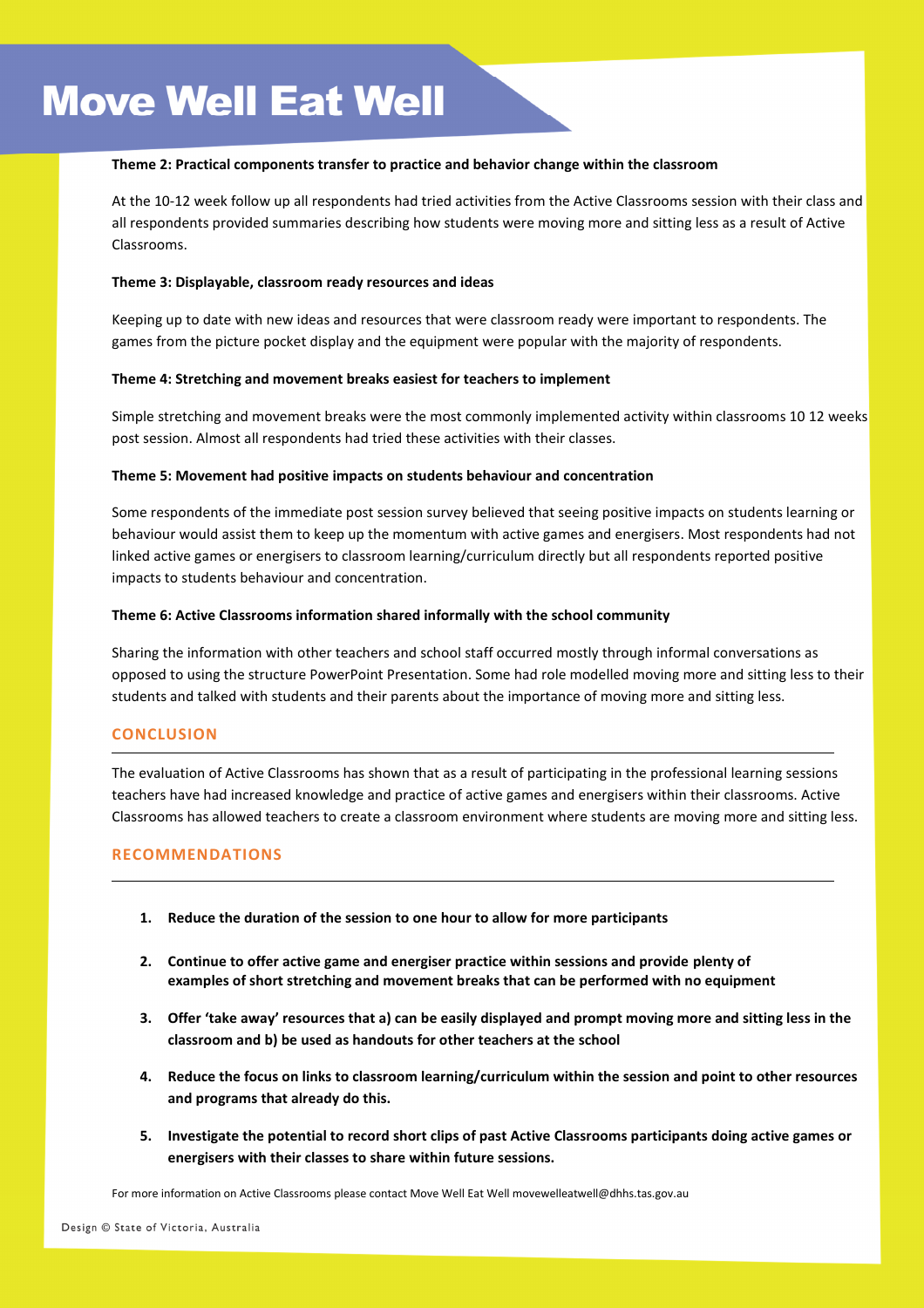**Theme 2: Practical components transfer to practice and behavior change within the classroom**

At the 10-12 week follow up all respondents had tried activities from the Active Classrooms session with their class and all respondents provided summaries describing how students were moving more and sitting less as a result of Active Classrooms.

**Theme 3: Displayable, classroom ready resources and ideas**

Keeping up to date with new ideas and resources that were classroom ready were important to respondents. The games from the picture pocket display and the equipment were popular with the majority of respondents.

**Theme 4: Stretching and movement breaks easiest for teachers to implement**

Simple stretching and movement breaks were the most commonly implemented activity within classrooms 10 12 weeks post session. Almost all respondents had tried these activities with their classes.

**Theme 5: Movement had positive impacts on students behaviour and concentration**

Some respondents of the immediate post session survey believed that seeing positive impacts on students learning or behaviour would assist them to keep up the momentum with active games and energisers. Most respondents had not linked active games or energisers to classroom learning/curriculum directly but all respondents reported positive impacts to students behaviour and concentration.

**Theme 6: Active Classrooms information shared informally with the school community**

Sharing the information with other teachers and school staff occurred mostly through informal conversations as opposed to using the structure PowerPoint Presentation. Some had role modelled moving more and sitting less to their students and talked with students and their parents about the importance of moving more and sitting less.

## CONCLUSION

The evaluation of Active Classrooms has shown that as a result of participating in the professional learning sessions teachers have had increased knowledge and practice of active games and energisers within their classrooms. Active Classrooms has allowed teachers to create a classroom environment where students are moving more and sitting less.

## RECOMMENDATIONS

1. **Reduce the duration of the session to one hour to allow for more participants**
2. **Continue to offer active game and energiser practice within sessions and provide plenty of examples of short stretching and movement breaks that can be performed with no equipment**
3. **Offer 'take away' resources that a) can be easily displayed and prompt moving more and sitting less in the classroom and b) be used as handouts for other teachers at the school**
4. **Reduce the focus on links to classroom learning/curriculum within the session and point to other resources and programs that already do this.**
5. **Investigate the potential to record short clips of past Active Classrooms participants doing active games or energisers with their classes to share within future sessions.**

For more information on Active Classrooms please contact Move Well Eat Well movewelleatwell@dhhs.tas.gov.au